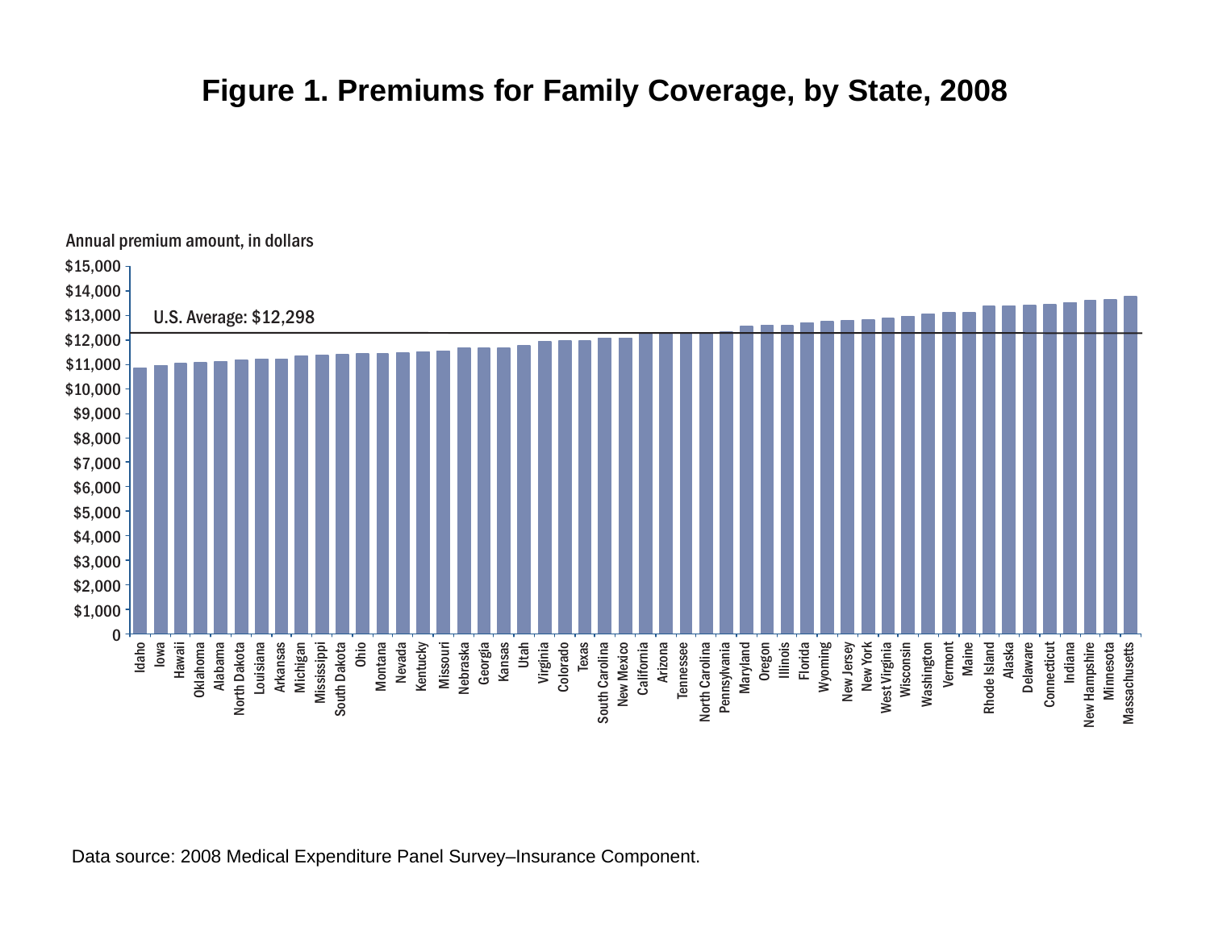# Figure 1. Premiums for Family Coverage, by State, 2008

Annual premium amount, in dollars

$15,000
$14,000
$13,000
$12,000
$11,000
$10,000
$9,000
$8,000
$7,000
$6,000
$5,000
$4,000
$3,000
$2,000
$1,000
0

U.S. Average: $12,298

Idaho, Iowa, Hawaii, Oklahoma, Alabama, North Dakota, Louisiana, Arkansas, Michigan, Mississippi, South Dakota, Ohio, Montana, Nevada, Kentucky, Missouri, Nebraska, Georgia, Kansas, Utah, Virginia, Colorado, Texas, South Carolina, New Mexico, California, Arizona, Tennessee, North Carolina, Pennsylvania, Maryland, Oregon, Illinois, Florida, Wyoming, New Jersey, New York, West Virginia, Wisconsin, Washington, Vermont, Maine, Rhode Island, Alaska, Delaware, Connecticut, Indiana, New Hampshire, Minnesota, Massachusetts

Data source: 2008 Medical Expenditure Panel Survey–Insurance Component.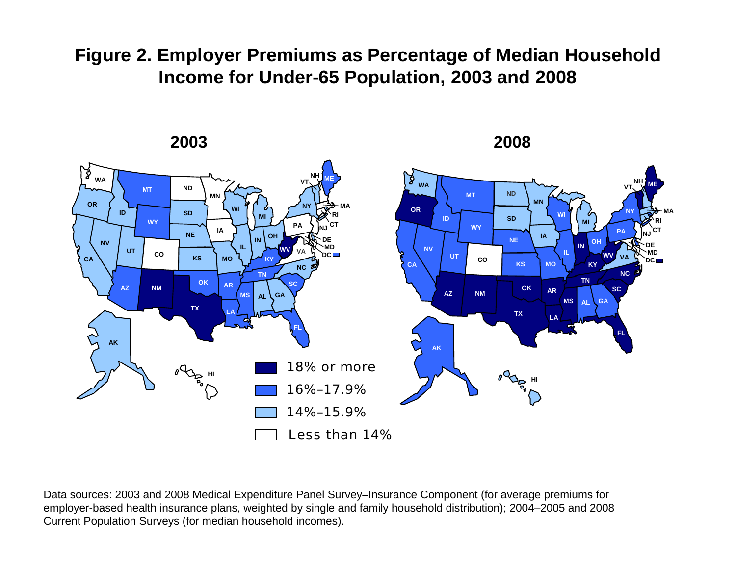# Figure 2. Employer Premiums as Percentage of Median Household Income for Under-65 Population, 2003 and 2008

2003

2008

- 18% or more
- 16%–17.9%
- 14%–15.9%
- Less than 14%

Data sources: 2003 and 2008 Medical Expenditure Panel Survey–Insurance Component (for average premiums for employer-based health insurance plans, weighted by single and family household distribution); 2004–2005 and 2008 Current Population Surveys (for median household incomes).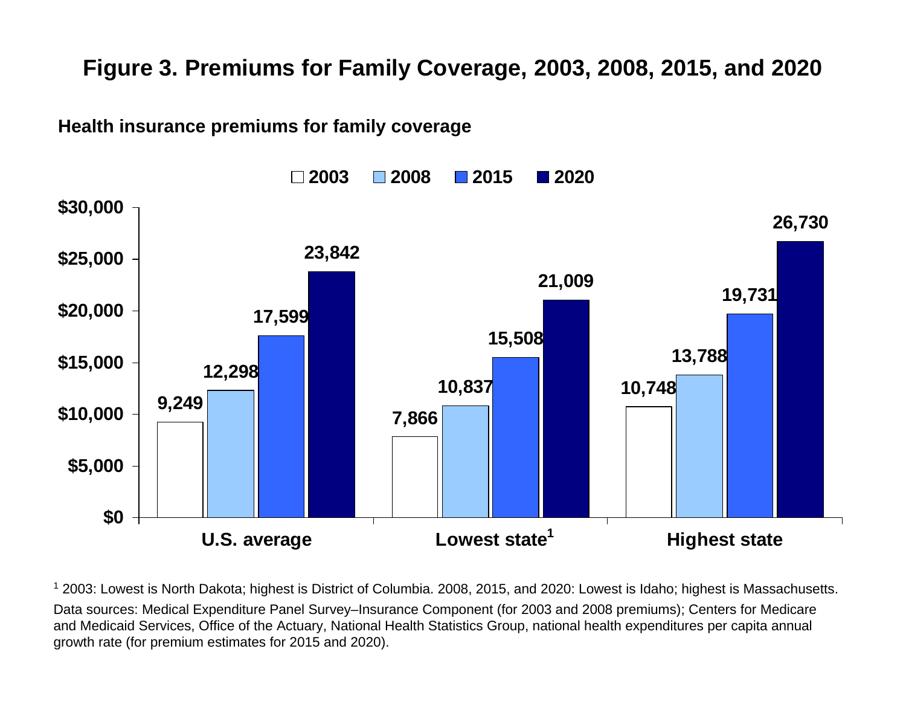# Figure 3. Premiums for Family Coverage, 2003, 2008, 2015, and 2020

**Health insurance premiums for family coverage**

| | 2003 | 2008 | 2015 | 2020 |
|---|---|---|---|---|
| U.S. average | 9,249 | 12,298 | 17,599 | 23,842 |
| Lowest state[1] | 7,866 | 10,837 | 15,508 | 21,009 |
| Highest state | 10,748 | 13,788 | 19,731 | 26,730 |

[1] 2003: Lowest is North Dakota; highest is District of Columbia. 2008, 2015, and 2020: Lowest is Idaho; highest is Massachusetts.

Data sources: Medical Expenditure Panel Survey–Insurance Component (for 2003 and 2008 premiums); Centers for Medicare and Medicaid Services, Office of the Actuary, National Health Statistics Group, national health expenditures per capita annual growth rate (for premium estimates for 2015 and 2020).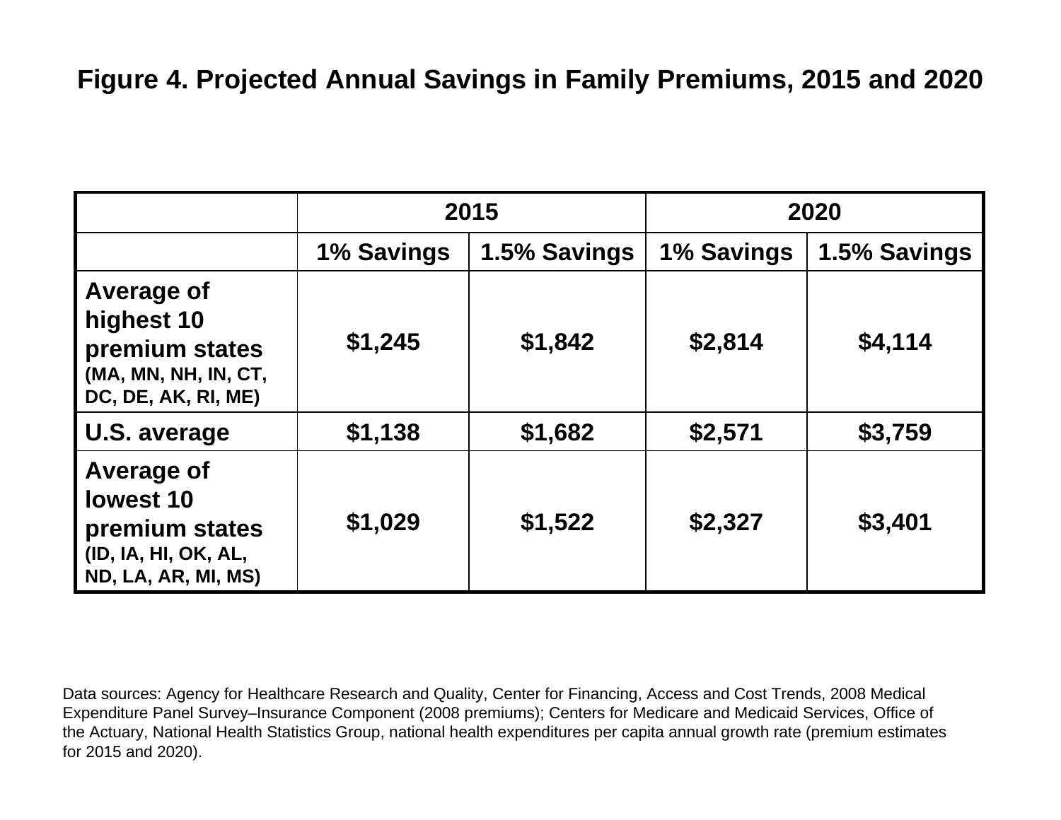**Figure 4. Projected Annual Savings in Family Premiums, 2015 and 2020**

| | 2015 | | 2020 | |
|---|---|---|---|---|
| | 1% Savings | 1.5% Savings | 1% Savings | 1.5% Savings |
| **Average of highest 10 premium states** (MA, MN, NH, IN, CT, DC, DE, AK, RI, ME) | $1,245 | $1,842 | $2,814 | $4,114 |
| **U.S. average** | $1,138 | $1,682 | $2,571 | $3,759 |
| **Average of lowest 10 premium states** (ID, IA, HI, OK, AL, ND, LA, AR, MI, MS) | $1,029 | $1,522 | $2,327 | $3,401 |

Data sources: Agency for Healthcare Research and Quality, Center for Financing, Access and Cost Trends, 2008 Medical Expenditure Panel Survey–Insurance Component (2008 premiums); Centers for Medicare and Medicaid Services, Office of the Actuary, National Health Statistics Group, national health expenditures per capita annual growth rate (premium estimates for 2015 and 2020).